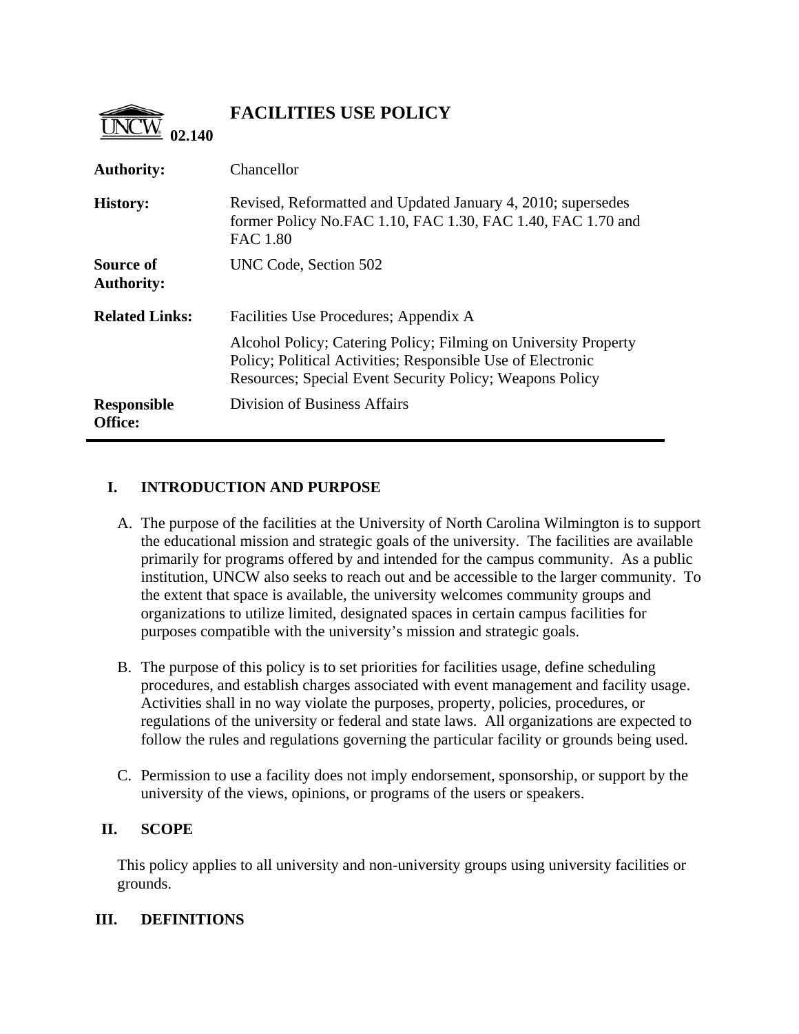UNCW 02.140

# FACILITIES USE POLICY

| | |
|---|---|
| **Authority:** | Chancellor |
| **History:** | Revised, Reformatted and Updated January 4, 2010; supersedes former Policy No.FAC 1.10, FAC 1.30, FAC 1.40, FAC 1.70 and FAC 1.80 |
| **Source of Authority:** | UNC Code, Section 502 |
| **Related Links:** | Facilities Use Procedures; Appendix A<br><br>Alcohol Policy; Catering Policy; Filming on University Property Policy; Political Activities; Responsible Use of Electronic Resources; Special Event Security Policy; Weapons Policy |
| **Responsible Office:** | Division of Business Affairs |

## I. INTRODUCTION AND PURPOSE

A. The purpose of the facilities at the University of North Carolina Wilmington is to support the educational mission and strategic goals of the university. The facilities are available primarily for programs offered by and intended for the campus community. As a public institution, UNCW also seeks to reach out and be accessible to the larger community. To the extent that space is available, the university welcomes community groups and organizations to utilize limited, designated spaces in certain campus facilities for purposes compatible with the university's mission and strategic goals.

B. The purpose of this policy is to set priorities for facilities usage, define scheduling procedures, and establish charges associated with event management and facility usage. Activities shall in no way violate the purposes, property, policies, procedures, or regulations of the university or federal and state laws. All organizations are expected to follow the rules and regulations governing the particular facility or grounds being used.

C. Permission to use a facility does not imply endorsement, sponsorship, or support by the university of the views, opinions, or programs of the users or speakers.

## II. SCOPE

This policy applies to all university and non-university groups using university facilities or grounds.

## III. DEFINITIONS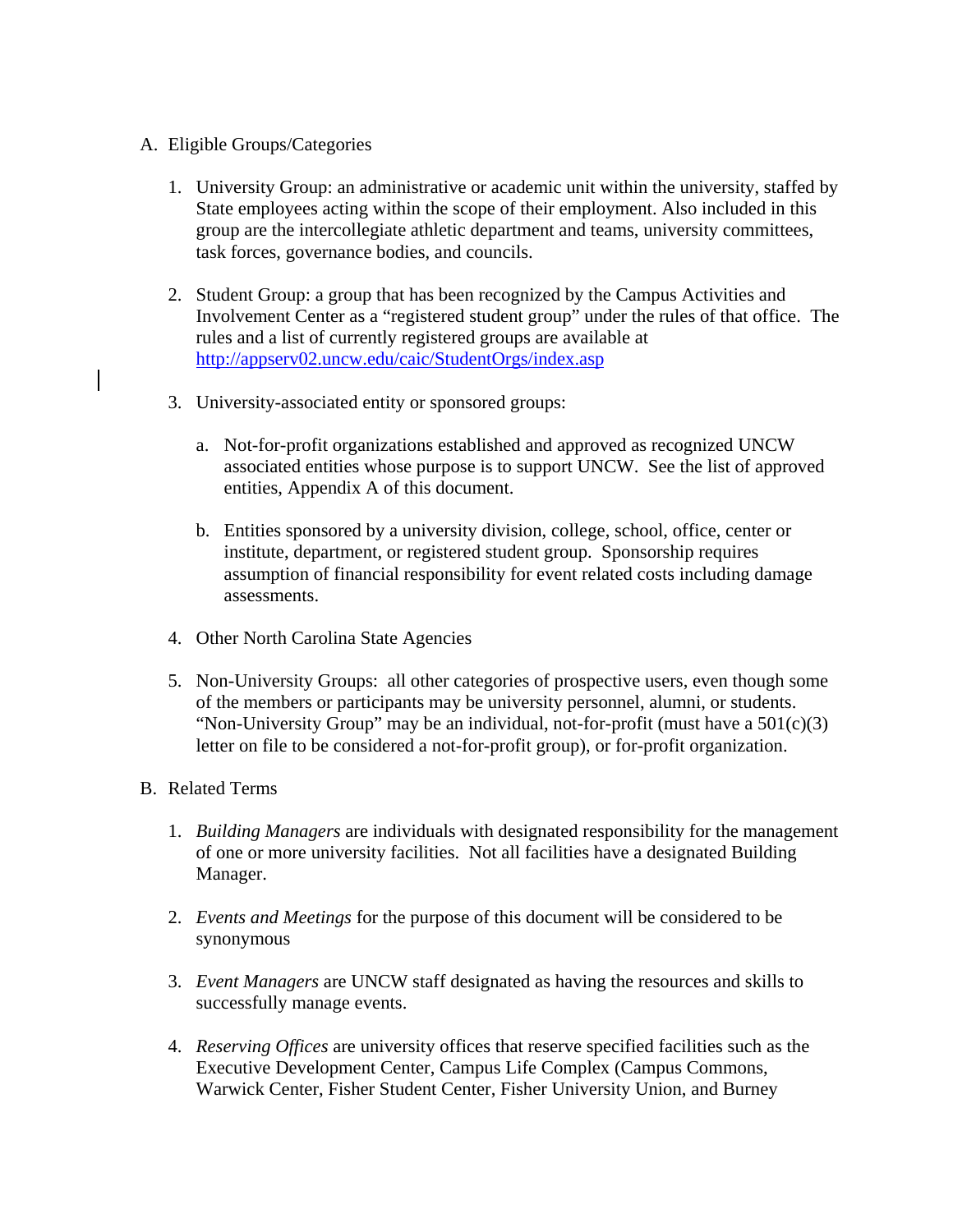A. Eligible Groups/Categories

   1. University Group: an administrative or academic unit within the university, staffed by State employees acting within the scope of their employment. Also included in this group are the intercollegiate athletic department and teams, university committees, task forces, governance bodies, and councils.

   2. Student Group: a group that has been recognized by the Campus Activities and Involvement Center as a "registered student group" under the rules of that office. The rules and a list of currently registered groups are available at [http://appserv02.uncw.edu/caic/StudentOrgs/index.asp](http://appserv02.uncw.edu/caic/StudentOrgs/index.asp)

   3. University-associated entity or sponsored groups:

      a. Not-for-profit organizations established and approved as recognized UNCW associated entities whose purpose is to support UNCW. See the list of approved entities, Appendix A of this document.

      b. Entities sponsored by a university division, college, school, office, center or institute, department, or registered student group. Sponsorship requires assumption of financial responsibility for event related costs including damage assessments.

   4. Other North Carolina State Agencies

   5. Non-University Groups: all other categories of prospective users, even though some of the members or participants may be university personnel, alumni, or students. "Non-University Group" may be an individual, not-for-profit (must have a 501(c)(3) letter on file to be considered a not-for-profit group), or for-profit organization.

B. Related Terms

   1. *Building Managers* are individuals with designated responsibility for the management of one or more university facilities. Not all facilities have a designated Building Manager.

   2. *Events and Meetings* for the purpose of this document will be considered to be synonymous

   3. *Event Managers* are UNCW staff designated as having the resources and skills to successfully manage events.

   4. *Reserving Offices* are university offices that reserve specified facilities such as the Executive Development Center, Campus Life Complex (Campus Commons, Warwick Center, Fisher Student Center, Fisher University Union, and Burney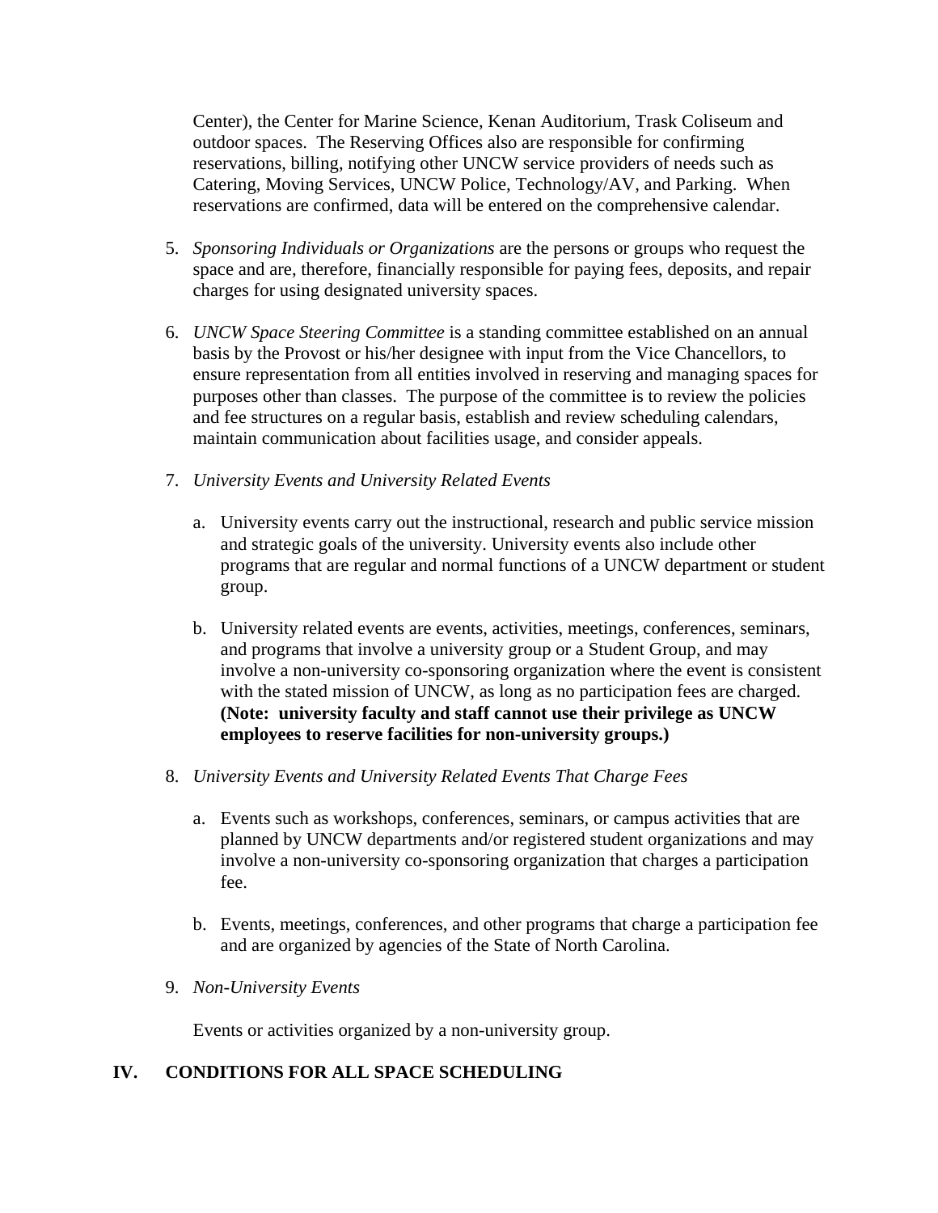Center), the Center for Marine Science, Kenan Auditorium, Trask Coliseum and outdoor spaces. The Reserving Offices also are responsible for confirming reservations, billing, notifying other UNCW service providers of needs such as Catering, Moving Services, UNCW Police, Technology/AV, and Parking. When reservations are confirmed, data will be entered on the comprehensive calendar.

5. *Sponsoring Individuals or Organizations* are the persons or groups who request the space and are, therefore, financially responsible for paying fees, deposits, and repair charges for using designated university spaces.

6. *UNCW Space Steering Committee* is a standing committee established on an annual basis by the Provost or his/her designee with input from the Vice Chancellors, to ensure representation from all entities involved in reserving and managing spaces for purposes other than classes. The purpose of the committee is to review the policies and fee structures on a regular basis, establish and review scheduling calendars, maintain communication about facilities usage, and consider appeals.

7. *University Events and University Related Events*

   a. University events carry out the instructional, research and public service mission and strategic goals of the university. University events also include other programs that are regular and normal functions of a UNCW department or student group.

   b. University related events are events, activities, meetings, conferences, seminars, and programs that involve a university group or a Student Group, and may involve a non-university co-sponsoring organization where the event is consistent with the stated mission of UNCW, as long as no participation fees are charged. **(Note: university faculty and staff cannot use their privilege as UNCW employees to reserve facilities for non-university groups.)**

8. *University Events and University Related Events That Charge Fees*

   a. Events such as workshops, conferences, seminars, or campus activities that are planned by UNCW departments and/or registered student organizations and may involve a non-university co-sponsoring organization that charges a participation fee.

   b. Events, meetings, conferences, and other programs that charge a participation fee and are organized by agencies of the State of North Carolina.

9. *Non-University Events*

   Events or activities organized by a non-university group.

## IV. CONDITIONS FOR ALL SPACE SCHEDULING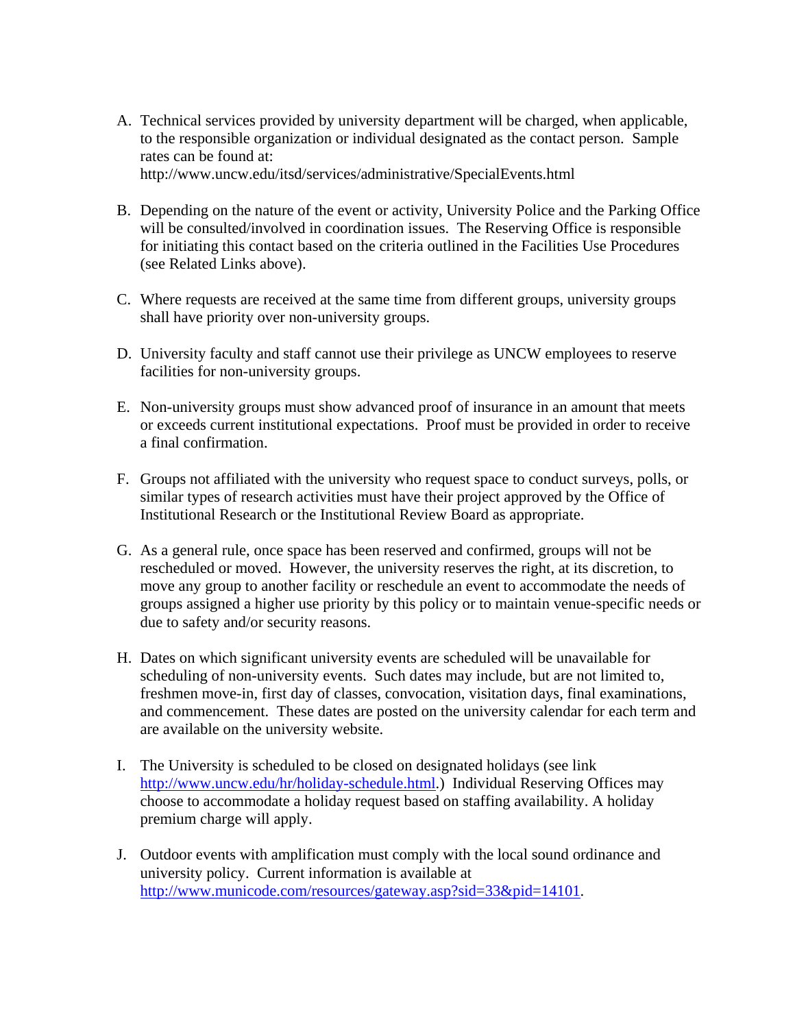A. Technical services provided by university department will be charged, when applicable, to the responsible organization or individual designated as the contact person. Sample rates can be found at: http://www.uncw.edu/itsd/services/administrative/SpecialEvents.html

B. Depending on the nature of the event or activity, University Police and the Parking Office will be consulted/involved in coordination issues. The Reserving Office is responsible for initiating this contact based on the criteria outlined in the Facilities Use Procedures (see Related Links above).

C. Where requests are received at the same time from different groups, university groups shall have priority over non-university groups.

D. University faculty and staff cannot use their privilege as UNCW employees to reserve facilities for non-university groups.

E. Non-university groups must show advanced proof of insurance in an amount that meets or exceeds current institutional expectations. Proof must be provided in order to receive a final confirmation.

F. Groups not affiliated with the university who request space to conduct surveys, polls, or similar types of research activities must have their project approved by the Office of Institutional Research or the Institutional Review Board as appropriate.

G. As a general rule, once space has been reserved and confirmed, groups will not be rescheduled or moved. However, the university reserves the right, at its discretion, to move any group to another facility or reschedule an event to accommodate the needs of groups assigned a higher use priority by this policy or to maintain venue-specific needs or due to safety and/or security reasons.

H. Dates on which significant university events are scheduled will be unavailable for scheduling of non-university events. Such dates may include, but are not limited to, freshmen move-in, first day of classes, convocation, visitation days, final examinations, and commencement. These dates are posted on the university calendar for each term and are available on the university website.

I. The University is scheduled to be closed on designated holidays (see link http://www.uncw.edu/hr/holiday-schedule.html.) Individual Reserving Offices may choose to accommodate a holiday request based on staffing availability. A holiday premium charge will apply.

J. Outdoor events with amplification must comply with the local sound ordinance and university policy. Current information is available at http://www.municode.com/resources/gateway.asp?sid=33&pid=14101.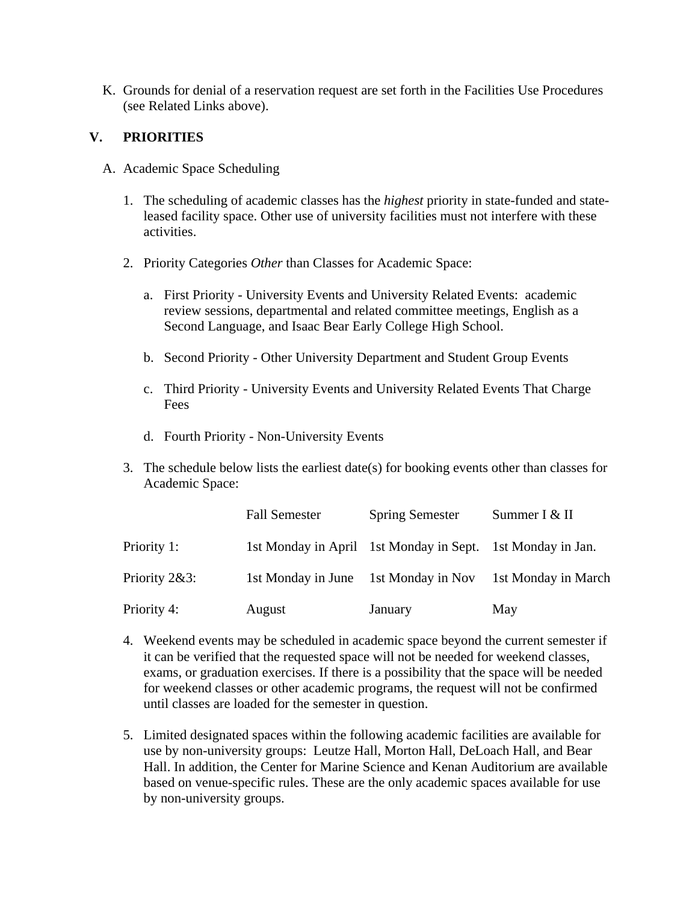K. Grounds for denial of a reservation request are set forth in the Facilities Use Procedures (see Related Links above).

## V. PRIORITIES

A. Academic Space Scheduling

1. The scheduling of academic classes has the *highest* priority in state-funded and state-leased facility space. Other use of university facilities must not interfere with these activities.

2. Priority Categories *Other* than Classes for Academic Space:

   a. First Priority - University Events and University Related Events: academic review sessions, departmental and related committee meetings, English as a Second Language, and Isaac Bear Early College High School.

   b. Second Priority - Other University Department and Student Group Events

   c. Third Priority - University Events and University Related Events That Charge Fees

   d. Fourth Priority - Non-University Events

3. The schedule below lists the earliest date(s) for booking events other than classes for Academic Space:

| | Fall Semester | Spring Semester | Summer I & II |
|---|---|---|---|
| Priority 1: | 1st Monday in April | 1st Monday in Sept. | 1st Monday in Jan. |
| Priority 2&3: | 1st Monday in June | 1st Monday in Nov | 1st Monday in March |
| Priority 4: | August | January | May |

4. Weekend events may be scheduled in academic space beyond the current semester if it can be verified that the requested space will not be needed for weekend classes, exams, or graduation exercises. If there is a possibility that the space will be needed for weekend classes or other academic programs, the request will not be confirmed until classes are loaded for the semester in question.

5. Limited designated spaces within the following academic facilities are available for use by non-university groups: Leutze Hall, Morton Hall, DeLoach Hall, and Bear Hall. In addition, the Center for Marine Science and Kenan Auditorium are available based on venue-specific rules. These are the only academic spaces available for use by non-university groups.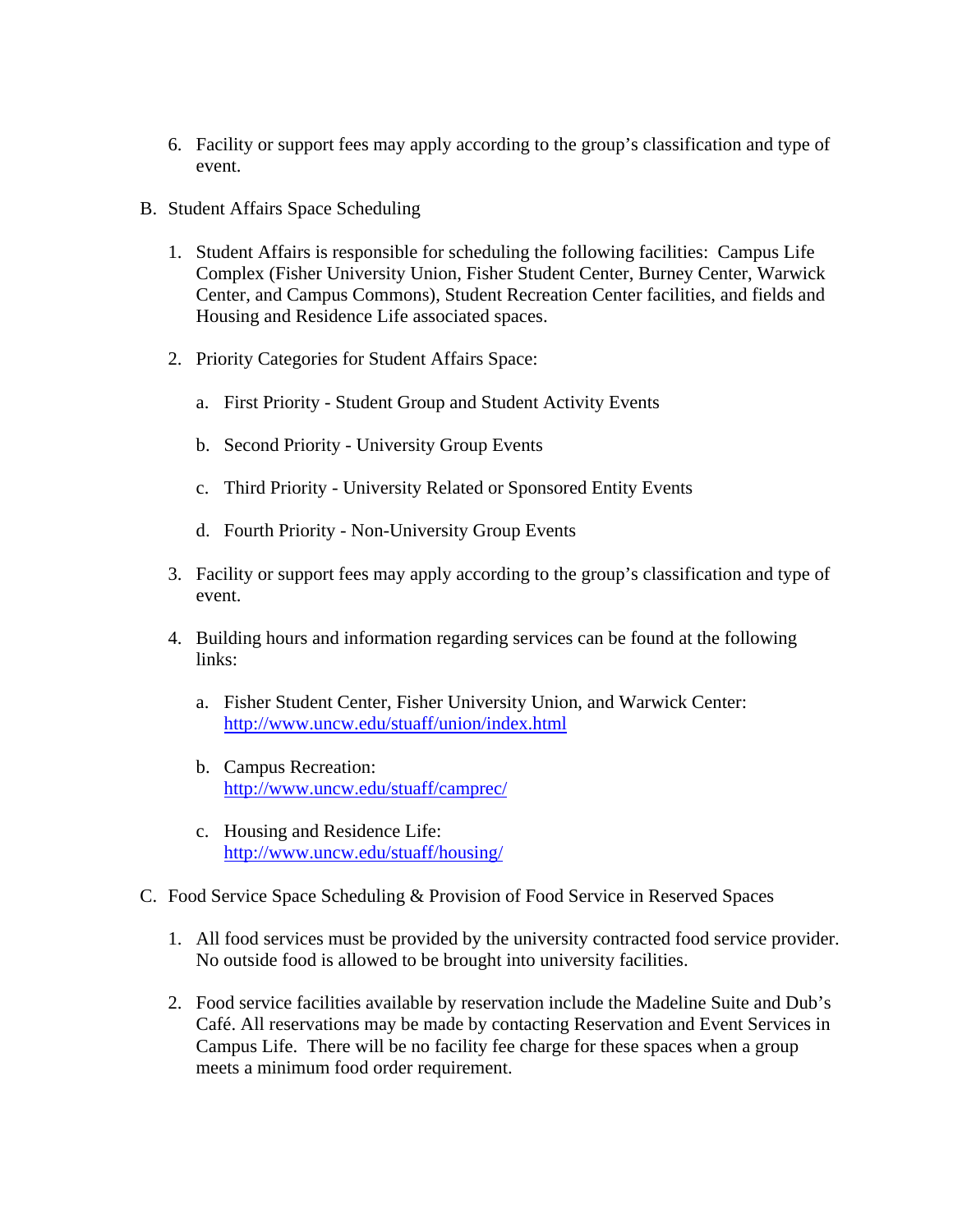6. Facility or support fees may apply according to the group's classification and type of event.

B. Student Affairs Space Scheduling

   1. Student Affairs is responsible for scheduling the following facilities: Campus Life Complex (Fisher University Union, Fisher Student Center, Burney Center, Warwick Center, and Campus Commons), Student Recreation Center facilities, and fields and Housing and Residence Life associated spaces.

   2. Priority Categories for Student Affairs Space:

      a. First Priority - Student Group and Student Activity Events

      b. Second Priority - University Group Events

      c. Third Priority - University Related or Sponsored Entity Events

      d. Fourth Priority - Non-University Group Events

   3. Facility or support fees may apply according to the group's classification and type of event.

   4. Building hours and information regarding services can be found at the following links:

      a. Fisher Student Center, Fisher University Union, and Warwick Center: [http://www.uncw.edu/stuaff/union/index.html](http://www.uncw.edu/stuaff/union/index.html)

      b. Campus Recreation: [http://www.uncw.edu/stuaff/camprec/](http://www.uncw.edu/stuaff/camprec/)

      c. Housing and Residence Life: [http://www.uncw.edu/stuaff/housing/](http://www.uncw.edu/stuaff/housing/)

C. Food Service Space Scheduling & Provision of Food Service in Reserved Spaces

   1. All food services must be provided by the university contracted food service provider. No outside food is allowed to be brought into university facilities.

   2. Food service facilities available by reservation include the Madeline Suite and Dub's Café. All reservations may be made by contacting Reservation and Event Services in Campus Life. There will be no facility fee charge for these spaces when a group meets a minimum food order requirement.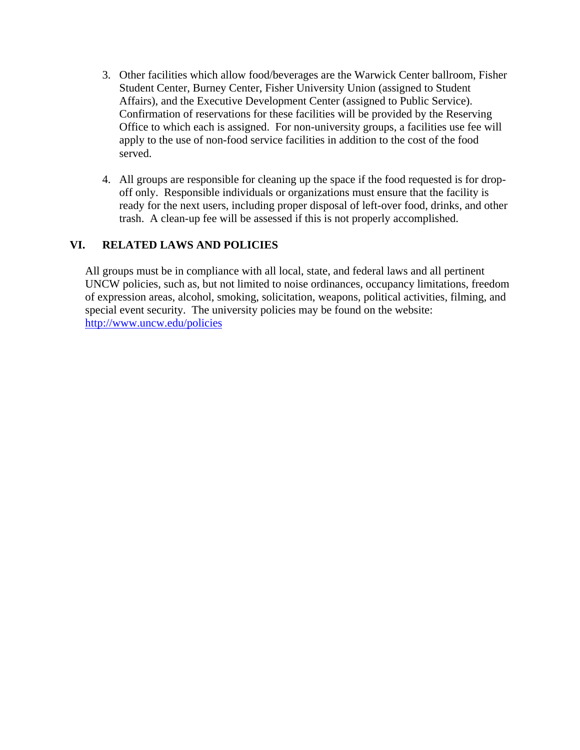3. Other facilities which allow food/beverages are the Warwick Center ballroom, Fisher Student Center, Burney Center, Fisher University Union (assigned to Student Affairs), and the Executive Development Center (assigned to Public Service). Confirmation of reservations for these facilities will be provided by the Reserving Office to which each is assigned. For non-university groups, a facilities use fee will apply to the use of non-food service facilities in addition to the cost of the food served.

4. All groups are responsible for cleaning up the space if the food requested is for drop-off only. Responsible individuals or organizations must ensure that the facility is ready for the next users, including proper disposal of left-over food, drinks, and other trash. A clean-up fee will be assessed if this is not properly accomplished.

## VI. RELATED LAWS AND POLICIES

All groups must be in compliance with all local, state, and federal laws and all pertinent UNCW policies, such as, but not limited to noise ordinances, occupancy limitations, freedom of expression areas, alcohol, smoking, solicitation, weapons, political activities, filming, and special event security. The university policies may be found on the website: [http://www.uncw.edu/policies](http://www.uncw.edu/policies)